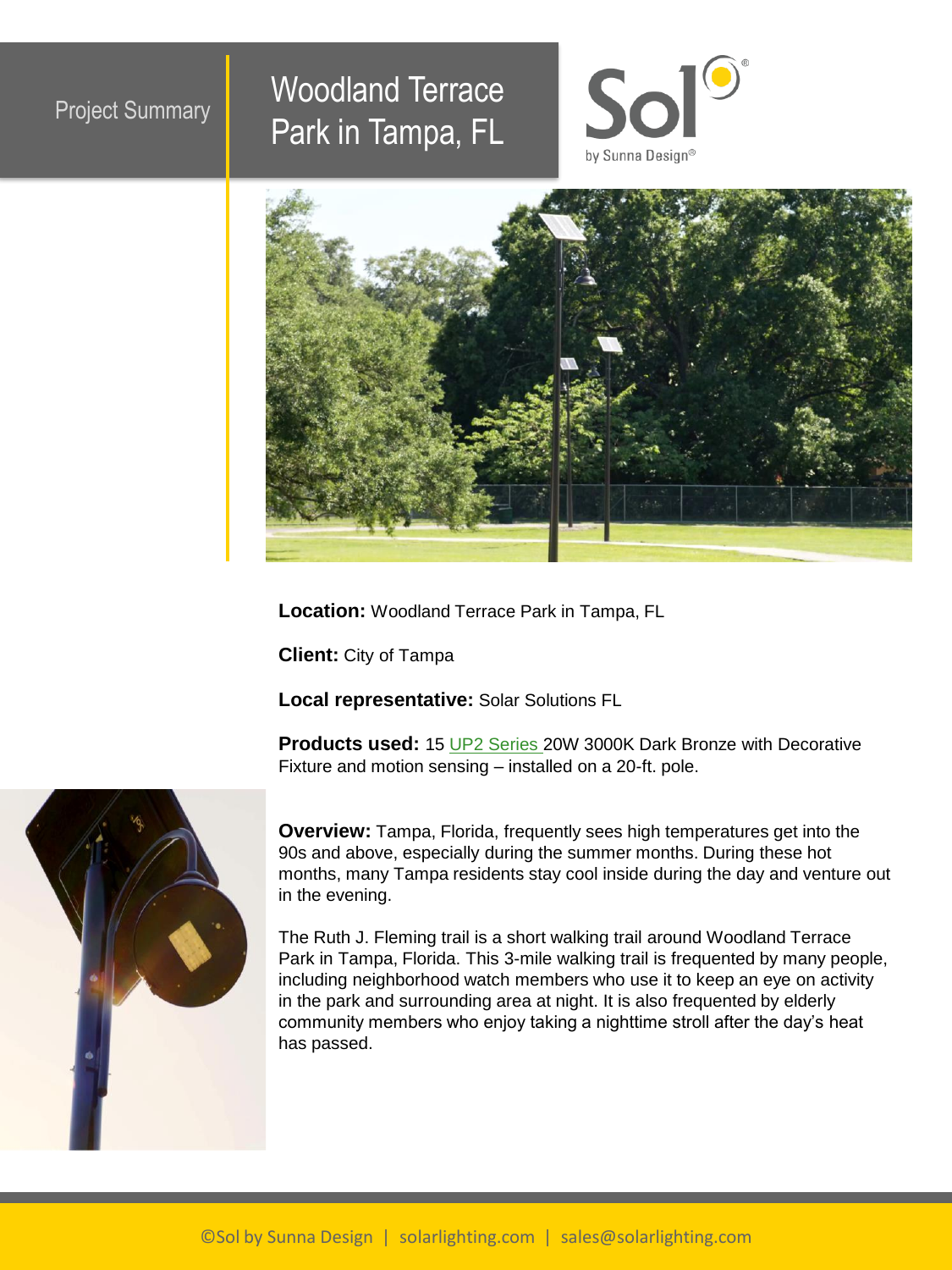Project Summary

# Woodland Terrace Park in Tampa, FL

Sol by Sunna Design®

**Location:** Woodland Terrace Park in Tampa, FL

**Client:** City of Tampa

**Local representative:** Solar Solutions FL

**Products used:** 15 UP2 Series 20W 3000K Dark Bronze with Decorative Fixture and motion sensing – installed on a 20-ft. pole.

**Overview:** Tampa, Florida, frequently sees high temperatures get into the 90s and above, especially during the summer months. During these hot months, many Tampa residents stay cool inside during the day and venture out in the evening.

The Ruth J. Fleming trail is a short walking trail around Woodland Terrace Park in Tampa, Florida. This 3-mile walking trail is frequented by many people, including neighborhood watch members who use it to keep an eye on activity in the park and surrounding area at night. It is also frequented by elderly community members who enjoy taking a nighttime stroll after the day's heat has passed.

©Sol by Sunna Design | solarlighting.com | sales@solarlighting.com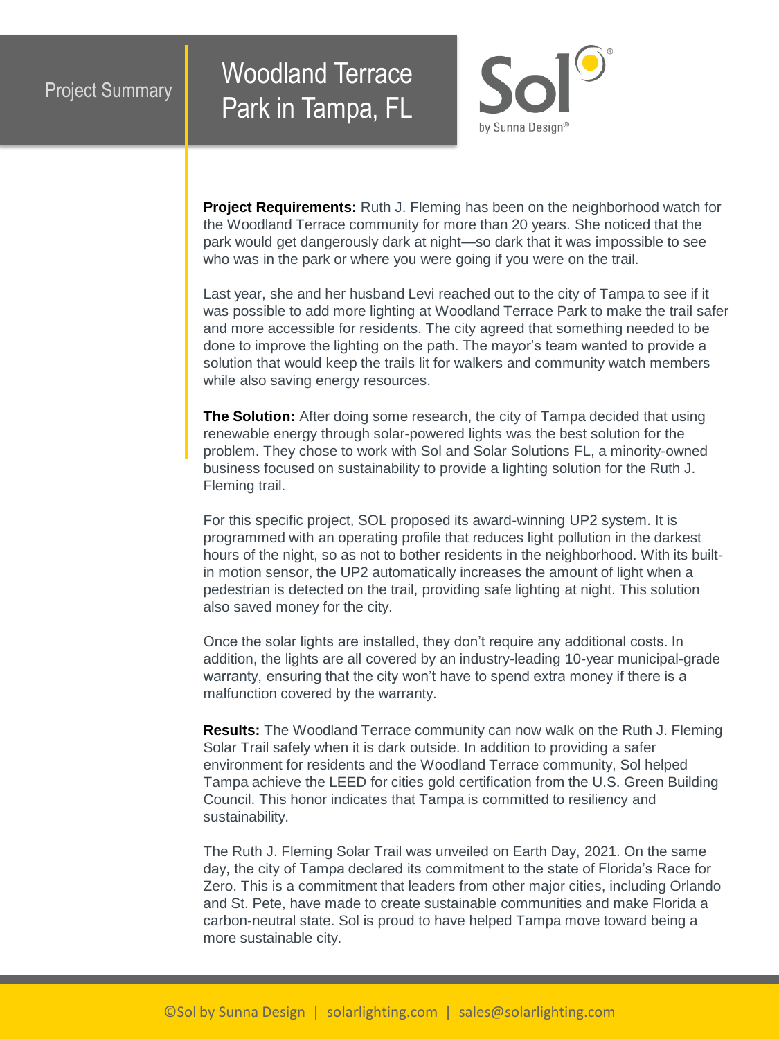Project Summary

# Woodland Terrace Park in Tampa, FL

Sol® by Sunna Design®

**Project Requirements:** Ruth J. Fleming has been on the neighborhood watch for the Woodland Terrace community for more than 20 years. She noticed that the park would get dangerously dark at night—so dark that it was impossible to see who was in the park or where you were going if you were on the trail.

Last year, she and her husband Levi reached out to the city of Tampa to see if it was possible to add more lighting at Woodland Terrace Park to make the trail safer and more accessible for residents. The city agreed that something needed to be done to improve the lighting on the path. The mayor's team wanted to provide a solution that would keep the trails lit for walkers and community watch members while also saving energy resources.

**The Solution:** After doing some research, the city of Tampa decided that using renewable energy through solar-powered lights was the best solution for the problem. They chose to work with Sol and Solar Solutions FL, a minority-owned business focused on sustainability to provide a lighting solution for the Ruth J. Fleming trail.

For this specific project, SOL proposed its award-winning UP2 system. It is programmed with an operating profile that reduces light pollution in the darkest hours of the night, so as not to bother residents in the neighborhood. With its built-in motion sensor, the UP2 automatically increases the amount of light when a pedestrian is detected on the trail, providing safe lighting at night. This solution also saved money for the city.

Once the solar lights are installed, they don't require any additional costs. In addition, the lights are all covered by an industry-leading 10-year municipal-grade warranty, ensuring that the city won't have to spend extra money if there is a malfunction covered by the warranty.

**Results:** The Woodland Terrace community can now walk on the Ruth J. Fleming Solar Trail safely when it is dark outside. In addition to providing a safer environment for residents and the Woodland Terrace community, Sol helped Tampa achieve the LEED for cities gold certification from the U.S. Green Building Council. This honor indicates that Tampa is committed to resiliency and sustainability.

The Ruth J. Fleming Solar Trail was unveiled on Earth Day, 2021. On the same day, the city of Tampa declared its commitment to the state of Florida's Race for Zero. This is a commitment that leaders from other major cities, including Orlando and St. Pete, have made to create sustainable communities and make Florida a carbon-neutral state. Sol is proud to have helped Tampa move toward being a more sustainable city.

©Sol by Sunna Design | solarlighting.com | sales@solarlighting.com